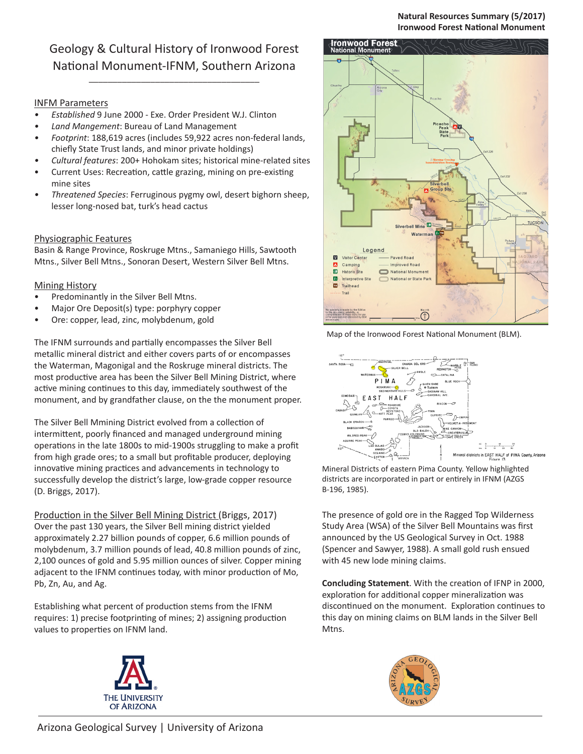# Geology & Cultural History of Ironwood Forest National Monument-IFNM, Southern Arizona

## INFM Parameters

- *Established* 9 June 2000 - Exe. Order President W.J. Clinton
- *Land Mangement*: Bureau of Land Management
- *Footprint*: 188,619 acres (includes 59,922 acres non-federal lands, chiefly State Trust lands, and minor private holdings)
- *Cultural features*: 200+ Hohokam sites; historical mine-related sites
- Current Uses: Recreation, cattle grazing, mining on pre-existing mine sites
- *Threatened Species*: Ferruginous pygmy owl, desert bighorn sheep, lesser long-nosed bat, turk's head cactus

## Physiographic Features

Basin & Range Province, Roskruge Mtns., Samaniego Hills, Sawtooth Mtns., Silver Bell Mtns., Sonoran Desert, Western Silver Bell Mtns.

## Mining History

- Predominantly in the Silver Bell Mtns.
- Major Ore Deposit(s) type: porphyry copper
- Ore: copper, lead, zinc, molybdenum, gold

The IFNM surrounds and partially encompasses the Silver Bell metallic mineral district and either covers parts of or encompasses the Waterman, Magonigal and the Roskruge mineral districts. The most productive area has been the Silver Bell Mining District, where active mining continues to this day, immediately southwest of the monument, and by grandfather clause, on the the monument proper.

The Silver Bell Mmining District evolved from a collection of intermittent, poorly financed and managed underground mining operations in the late 1800s to mid-1900s struggling to make a profit from high grade ores; to a small but profitable producer, deploying innovative mining practices and advancements in technology to successfully develop the district's large, low-grade copper resource (D. Briggs, 2017).

## Production in the Silver Bell Mining District (Briggs, 2017)

Over the past 130 years, the Silver Bell mining district yielded approximately 2.27 billion pounds of copper, 6.6 million pounds of molybdenum, 3.7 million pounds of lead, 40.8 million pounds of zinc, 2,100 ounces of gold and 5.95 million ounces of silver. Copper mining adjacent to the IFNM continues today, with minor production of Mo, Pb, Zn, Au, and Ag.

Establishing what percent of production stems from the IFNM requires: 1) precise footprinting of mines; 2) assigning production values to properties on IFNM land.

Map of the Ironwood Forest National Monument (BLM).

Mineral Districts of eastern Pima County. Yellow highlighted districts are incorporated in part or entirely in IFNM (AZGS B-196, 1985).

The presence of gold ore in the Ragged Top Wilderness Study Area (WSA) of the Silver Bell Mountains was first announced by the US Geological Survey in Oct. 1988 (Spencer and Sawyer, 1988). A small gold rush ensued with 45 new lode mining claims.

**Concluding Statement**. With the creation of IFNP in 2000, exploration for additional copper mineralization was discontinued on the monument. Exploration continues to this day on mining claims on BLM lands in the Silver Bell Mtns.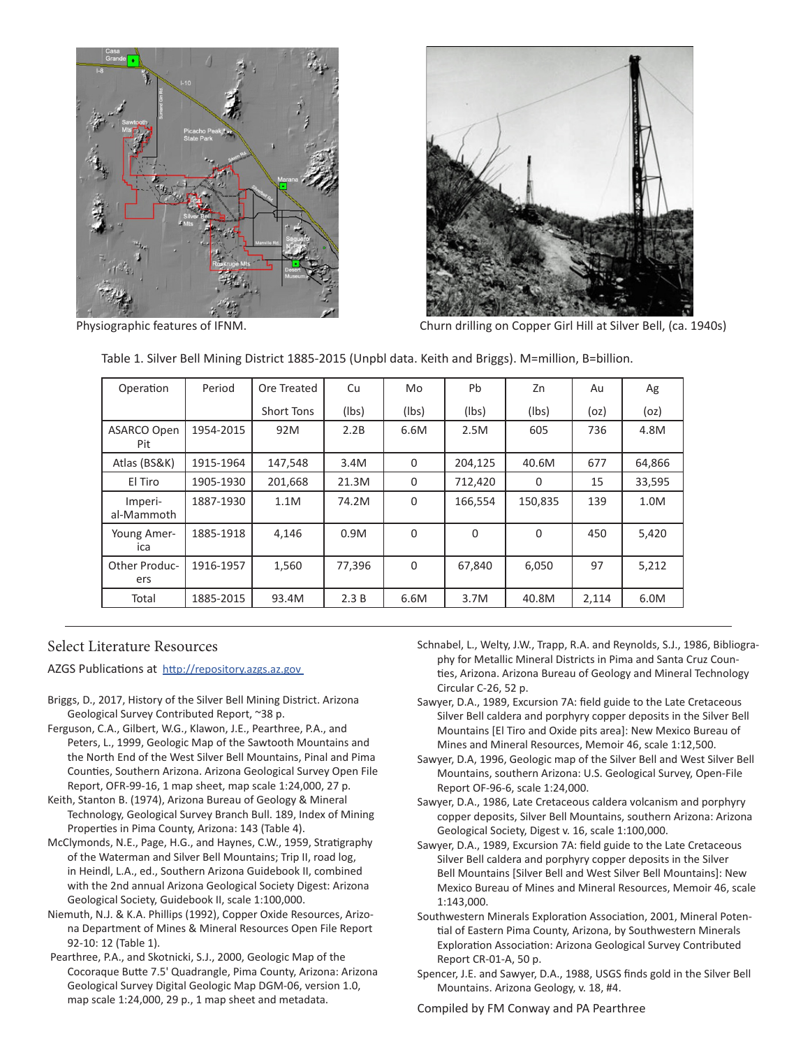Physiographic features of IFNM.

Churn drilling on Copper Girl Hill at Silver Bell, (ca. 1940s)

Table 1. Silver Bell Mining District 1885-2015 (Unpbl data. Keith and Briggs). M=million, B=billion.

| Operation | Period | Ore Treated Short Tons | Cu (lbs) | Mo (lbs) | Pb (lbs) | Zn (lbs) | Au (oz) | Ag (oz) |
|---|---|---|---|---|---|---|---|---|
| ASARCO Open Pit | 1954-2015 | 92M | 2.2B | 6.6M | 2.5M | 605 | 736 | 4.8M |
| Atlas (BS&K) | 1915-1964 | 147,548 | 3.4M | 0 | 204,125 | 40.6M | 677 | 64,866 |
| El Tiro | 1905-1930 | 201,668 | 21.3M | 0 | 712,420 | 0 | 15 | 33,595 |
| Imperial-Mammoth | 1887-1930 | 1.1M | 74.2M | 0 | 166,554 | 150,835 | 139 | 1.0M |
| Young America | 1885-1918 | 4,146 | 0.9M | 0 | 0 | 0 | 450 | 5,420 |
| Other Producers | 1916-1957 | 1,560 | 77,396 | 0 | 67,840 | 6,050 | 97 | 5,212 |
| Total | 1885-2015 | 93.4M | 2.3 B | 6.6M | 3.7M | 40.8M | 2,114 | 6.0M |

## Select Literature Resources

AZGS Publications at http://repository.azgs.az.gov

Briggs, D., 2017, History of the Silver Bell Mining District. Arizona Geological Survey Contributed Report, ~38 p.

Ferguson, C.A., Gilbert, W.G., Klawon, J.E., Pearthree, P.A., and Peters, L., 1999, Geologic Map of the Sawtooth Mountains and the North End of the West Silver Bell Mountains, Pinal and Pima Counties, Southern Arizona. Arizona Geological Survey Open File Report, OFR-99-16, 1 map sheet, map scale 1:24,000, 27 p.

Keith, Stanton B. (1974), Arizona Bureau of Geology & Mineral Technology, Geological Survey Branch Bull. 189, Index of Mining Properties in Pima County, Arizona: 143 (Table 4).

McClymonds, N.E., Page, H.G., and Haynes, C.W., 1959, Stratigraphy of the Waterman and Silver Bell Mountains; Trip II, road log, in Heindl, L.A., ed., Southern Arizona Guidebook II, combined with the 2nd annual Arizona Geological Society Digest: Arizona Geological Society, Guidebook II, scale 1:100,000.

Niemuth, N.J. & K.A. Phillips (1992), Copper Oxide Resources, Arizona Department of Mines & Mineral Resources Open File Report 92-10: 12 (Table 1).

Pearthree, P.A., and Skotnicki, S.J., 2000, Geologic Map of the Cocoraque Butte 7.5' Quadrangle, Pima County, Arizona: Arizona Geological Survey Digital Geologic Map DGM-06, version 1.0, map scale 1:24,000, 29 p., 1 map sheet and metadata.

Schnabel, L., Welty, J.W., Trapp, R.A. and Reynolds, S.J., 1986, Bibliography for Metallic Mineral Districts in Pima and Santa Cruz Counties, Arizona. Arizona Bureau of Geology and Mineral Technology Circular C-26, 52 p.

Sawyer, D.A., 1989, Excursion 7A: field guide to the Late Cretaceous Silver Bell caldera and porphyry copper deposits in the Silver Bell Mountains [El Tiro and Oxide pits area]: New Mexico Bureau of Mines and Mineral Resources, Memoir 46, scale 1:12,500.

Sawyer, D.A, 1996, Geologic map of the Silver Bell and West Silver Bell Mountains, southern Arizona: U.S. Geological Survey, Open-File Report OF-96-6, scale 1:24,000.

Sawyer, D.A., 1986, Late Cretaceous caldera volcanism and porphyry copper deposits, Silver Bell Mountains, southern Arizona: Arizona Geological Society, Digest v. 16, scale 1:100,000.

Sawyer, D.A., 1989, Excursion 7A: field guide to the Late Cretaceous Silver Bell caldera and porphyry copper deposits in the Silver Bell Mountains [Silver Bell and West Silver Bell Mountains]: New Mexico Bureau of Mines and Mineral Resources, Memoir 46, scale 1:143,000.

Southwestern Minerals Exploration Association, 2001, Mineral Potential of Eastern Pima County, Arizona, by Southwestern Minerals Exploration Association: Arizona Geological Survey Contributed Report CR-01-A, 50 p.

Spencer, J.E. and Sawyer, D.A., 1988, USGS finds gold in the Silver Bell Mountains. Arizona Geology, v. 18, #4.

Compiled by FM Conway and PA Pearthree